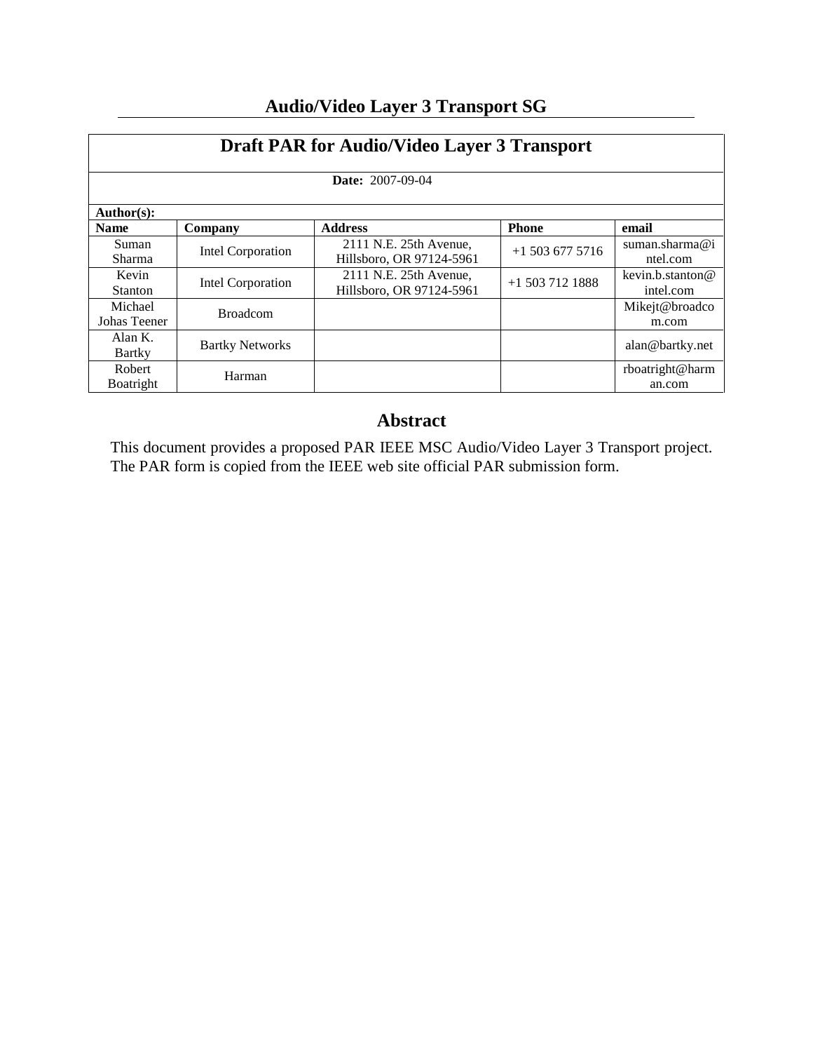# Audio/Video Layer 3 Transport SG

## Draft PAR for Audio/Video Layer 3 Transport

**Date:** 2007-09-04

**Author(s):**

| Name | Company | Address | Phone | email |
|---|---|---|---|---|
| Suman Sharma | Intel Corporation | 2111 N.E. 25th Avenue, Hillsboro, OR 97124-5961 | +1 503 677 5716 | suman.sharma@intel.com |
| Kevin Stanton | Intel Corporation | 2111 N.E. 25th Avenue, Hillsboro, OR 97124-5961 | +1 503 712 1888 | kevin.b.stanton@intel.com |
| Michael Johas Teener | Broadcom | | | Mikejt@broadcom.com |
| Alan K. Bartky | Bartky Networks | | | alan@bartky.net |
| Robert Boatright | Harman | | | rboatright@harman.com |

## Abstract

This document provides a proposed PAR IEEE MSC Audio/Video Layer 3 Transport project. The PAR form is copied from the IEEE web site official PAR submission form.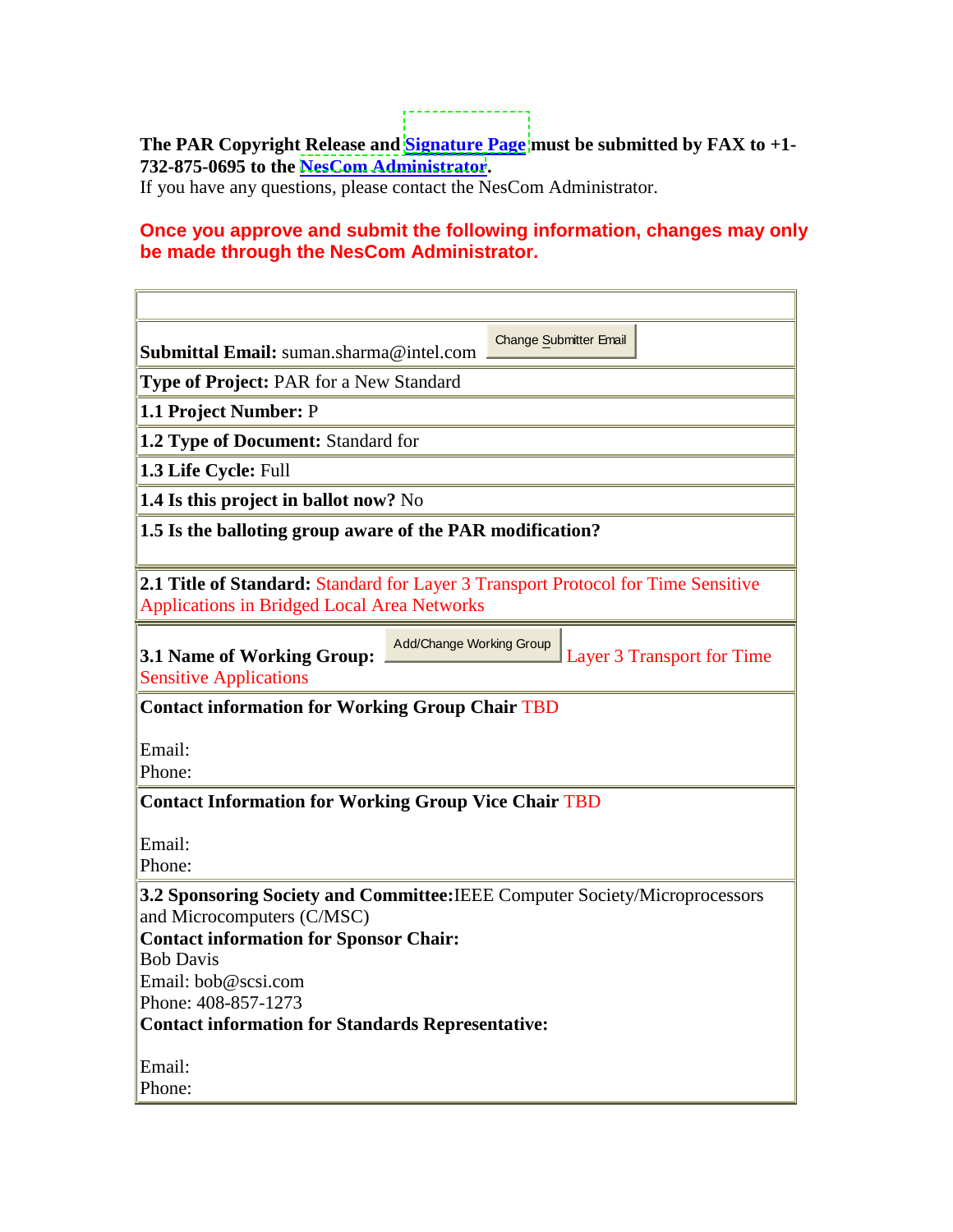**The PAR Copyright Release and Signature Page must be submitted by FAX to +1-732-875-0695 to the NesCom Administrator.**
If you have any questions, please contact the NesCom Administrator.

**Once you approve and submit the following information, changes may only be made through the NesCom Administrator.**

| |
|---|
| |
| **Submittal Email:** suman.sharma@intel.com Change Submitter Email |
| **Type of Project:** PAR for a New Standard |
| **1.1 Project Number:** P |
| **1.2 Type of Document:** Standard for |
| **1.3 Life Cycle:** Full |
| **1.4 Is this project in ballot now?** No |
| **1.5 Is the balloting group aware of the PAR modification?** |
| **2.1 Title of Standard:** Standard for Layer 3 Transport Protocol for Time Sensitive Applications in Bridged Local Area Networks |
| **3.1 Name of Working Group:** Add/Change Working Group Layer 3 Transport for Time Sensitive Applications |
| **Contact information for Working Group Chair** TBD<br><br>Email:<br>Phone: |
| **Contact Information for Working Group Vice Chair** TBD<br><br>Email:<br>Phone: |
| **3.2 Sponsoring Society and Committee:** IEEE Computer Society/Microprocessors and Microcomputers (C/MSC)<br>**Contact information for Sponsor Chair:**<br>Bob Davis<br>Email: bob@scsi.com<br>Phone: 408-857-1273<br>**Contact information for Standards Representative:**<br><br>Email:<br>Phone: |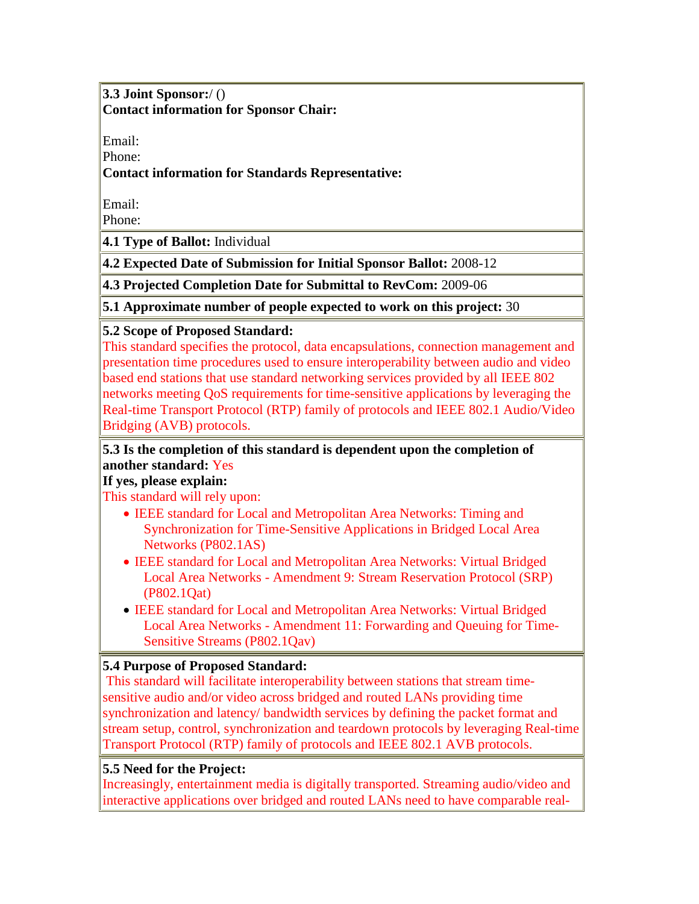**3.3 Joint Sponsor:**/ ()
**Contact information for Sponsor Chair:**

Email:
Phone:
**Contact information for Standards Representative:**

Email:
Phone:

**4.1 Type of Ballot:** Individual

**4.2 Expected Date of Submission for Initial Sponsor Ballot:** 2008-12

**4.3 Projected Completion Date for Submittal to RevCom:** 2009-06

**5.1 Approximate number of people expected to work on this project:** 30

**5.2 Scope of Proposed Standard:**
This standard specifies the protocol, data encapsulations, connection management and presentation time procedures used to ensure interoperability between audio and video based end stations that use standard networking services provided by all IEEE 802 networks meeting QoS requirements for time-sensitive applications by leveraging the Real-time Transport Protocol (RTP) family of protocols and IEEE 802.1 Audio/Video Bridging (AVB) protocols.

**5.3 Is the completion of this standard is dependent upon the completion of another standard:** Yes
**If yes, please explain:**
This standard will rely upon:

- IEEE standard for Local and Metropolitan Area Networks: Timing and Synchronization for Time-Sensitive Applications in Bridged Local Area Networks (P802.1AS)
- IEEE standard for Local and Metropolitan Area Networks: Virtual Bridged Local Area Networks - Amendment 9: Stream Reservation Protocol (SRP) (P802.1Qat)
- IEEE standard for Local and Metropolitan Area Networks: Virtual Bridged Local Area Networks - Amendment 11: Forwarding and Queuing for Time-Sensitive Streams (P802.1Qav)

**5.4 Purpose of Proposed Standard:**
This standard will facilitate interoperability between stations that stream time-sensitive audio and/or video across bridged and routed LANs providing time synchronization and latency/ bandwidth services by defining the packet format and stream setup, control, synchronization and teardown protocols by leveraging Real-time Transport Protocol (RTP) family of protocols and IEEE 802.1 AVB protocols.

**5.5 Need for the Project:**
Increasingly, entertainment media is digitally transported. Streaming audio/video and interactive applications over bridged and routed LANs need to have comparable real-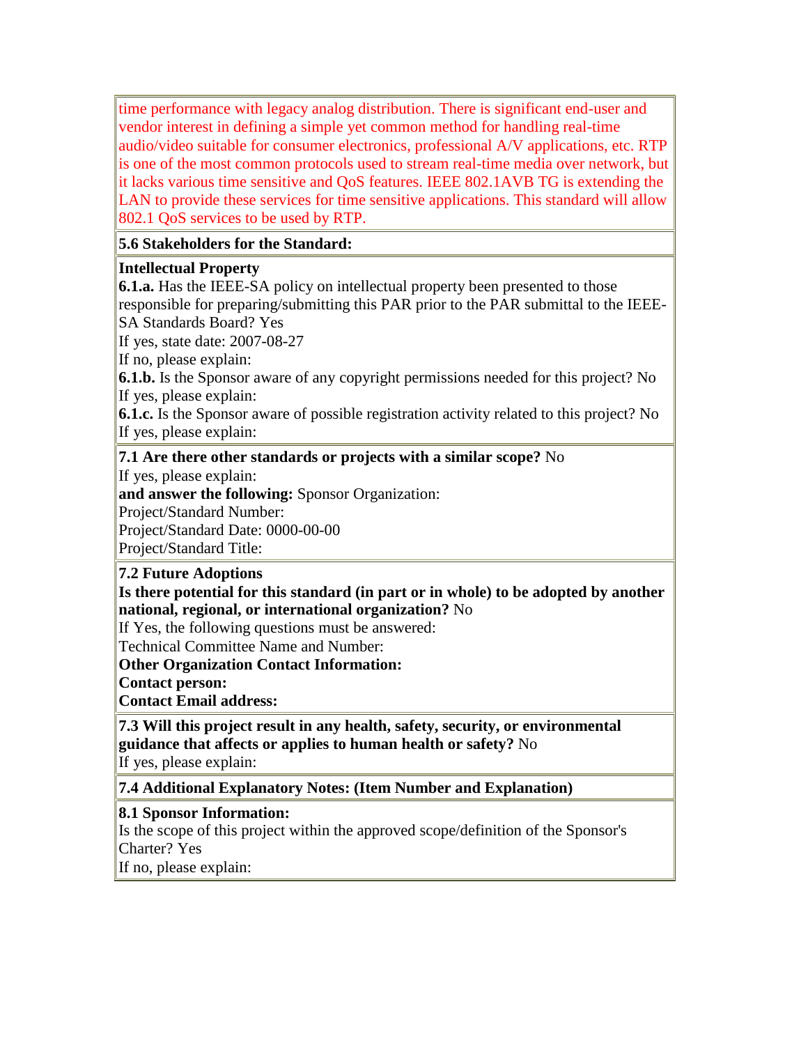time performance with legacy analog distribution. There is significant end-user and vendor interest in defining a simple yet common method for handling real-time audio/video suitable for consumer electronics, professional A/V applications, etc. RTP is one of the most common protocols used to stream real-time media over network, but it lacks various time sensitive and QoS features. IEEE 802.1AVB TG is extending the LAN to provide these services for time sensitive applications. This standard will allow 802.1 QoS services to be used by RTP.

**5.6 Stakeholders for the Standard:**

**Intellectual Property**
**6.1.a.** Has the IEEE-SA policy on intellectual property been presented to those responsible for preparing/submitting this PAR prior to the PAR submittal to the IEEE-SA Standards Board? Yes
If yes, state date: 2007-08-27
If no, please explain:
**6.1.b.** Is the Sponsor aware of any copyright permissions needed for this project? No
If yes, please explain:
**6.1.c.** Is the Sponsor aware of possible registration activity related to this project? No
If yes, please explain:

**7.1 Are there other standards or projects with a similar scope?** No
If yes, please explain:
**and answer the following:** Sponsor Organization:
Project/Standard Number:
Project/Standard Date: 0000-00-00
Project/Standard Title:

**7.2 Future Adoptions**
**Is there potential for this standard (in part or in whole) to be adopted by another national, regional, or international organization?** No
If Yes, the following questions must be answered:
Technical Committee Name and Number:
**Other Organization Contact Information:**
**Contact person:**
**Contact Email address:**

**7.3 Will this project result in any health, safety, security, or environmental guidance that affects or applies to human health or safety?** No
If yes, please explain:

**7.4 Additional Explanatory Notes: (Item Number and Explanation)**

**8.1 Sponsor Information:**
Is the scope of this project within the approved scope/definition of the Sponsor's Charter? Yes
If no, please explain: